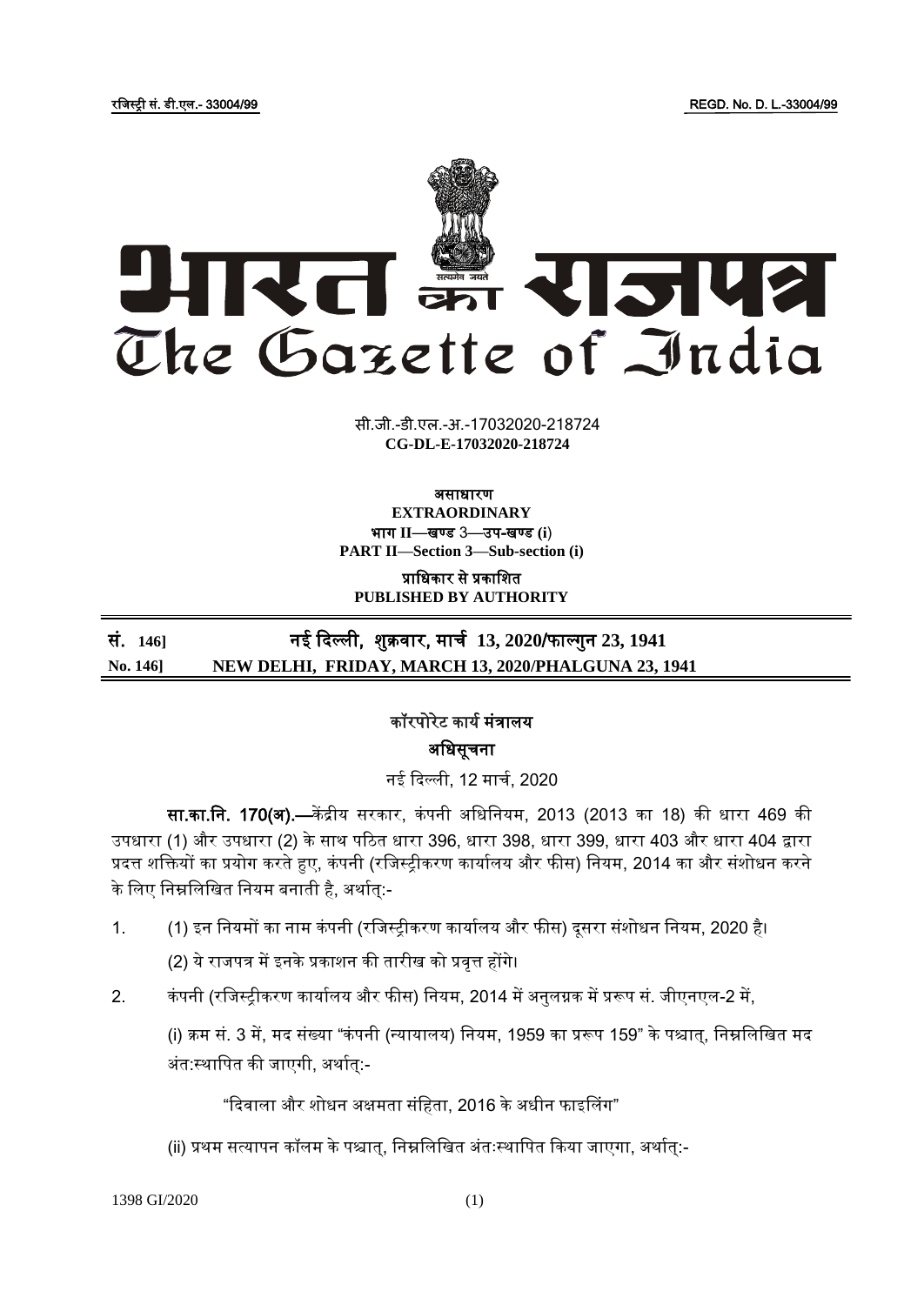रजिस्ट्री सं. डी.एल.- 33004/99 REGD. No. D. L.-33004/99

# भारत का राजपत्र
# The Gazette of India

सी.जी.-डी.एल.-अ.-17032020-218724
**CG-DL-E-17032020-218724**

**असाधारण**
**EXTRAORDINARY**
**भाग II—खण्ड 3—उप-खण्ड (i)**
**PART II—Section 3—Sub-section (i)**

**प्राधिकार से प्रकाशित**
**PUBLISHED BY AUTHORITY**

**सं. 146] नई दिल्ली, शुक्रवार, मार्च 13, 2020/फाल्गुन 23, 1941**
**No. 146] NEW DELHI, FRIDAY, MARCH 13, 2020/PHALGUNA 23, 1941**

## कॉरपोरेट कार्य मंत्रालय

## अधिसूचना

नई दिल्ली, 12 मार्च, 2020

**सा.का.नि. 170(अ).—**केंद्रीय सरकार, कंपनी अधिनियम, 2013 (2013 का 18) की धारा 469 की उपधारा (1) और उपधारा (2) के साथ पठित धारा 396, धारा 398, धारा 399, धारा 403 और धारा 404 द्वारा प्रदत्त शक्तियों का प्रयोग करते हुए, कंपनी (रजिस्ट्रीकरण कार्यालय और फीस) नियम, 2014 का और संशोधन करने के लिए निम्नलिखित नियम बनाती है, अर्थात्:-

1. (1) इन नियमों का नाम कंपनी (रजिस्ट्रीकरण कार्यालय और फीस) दूसरा संशोधन नियम, 2020 है।

   (2) ये राजपत्र में इनके प्रकाशन की तारीख को प्रवृत्त होंगे।

2. कंपनी (रजिस्ट्रीकरण कार्यालय और फीस) नियम, 2014 में अनुलग्नक में प्ररूप सं. जीएनएल-2 में,

   (i) क्रम सं. 3 में, मद संख्या "कंपनी (न्यायालय) नियम, 1959 का प्ररूप 159" के पश्चात्, निम्नलिखित मद अंत:स्थापित की जाएगी, अर्थात्:-

   "दिवाला और शोधन अक्षमता संहिता, 2016 के अधीन फाइलिंग"

   (ii) प्रथम सत्यापन कॉलम के पश्चात्, निम्नलिखित अंतःस्थापित किया जाएगा, अर्थात्:-

1398 GI/2020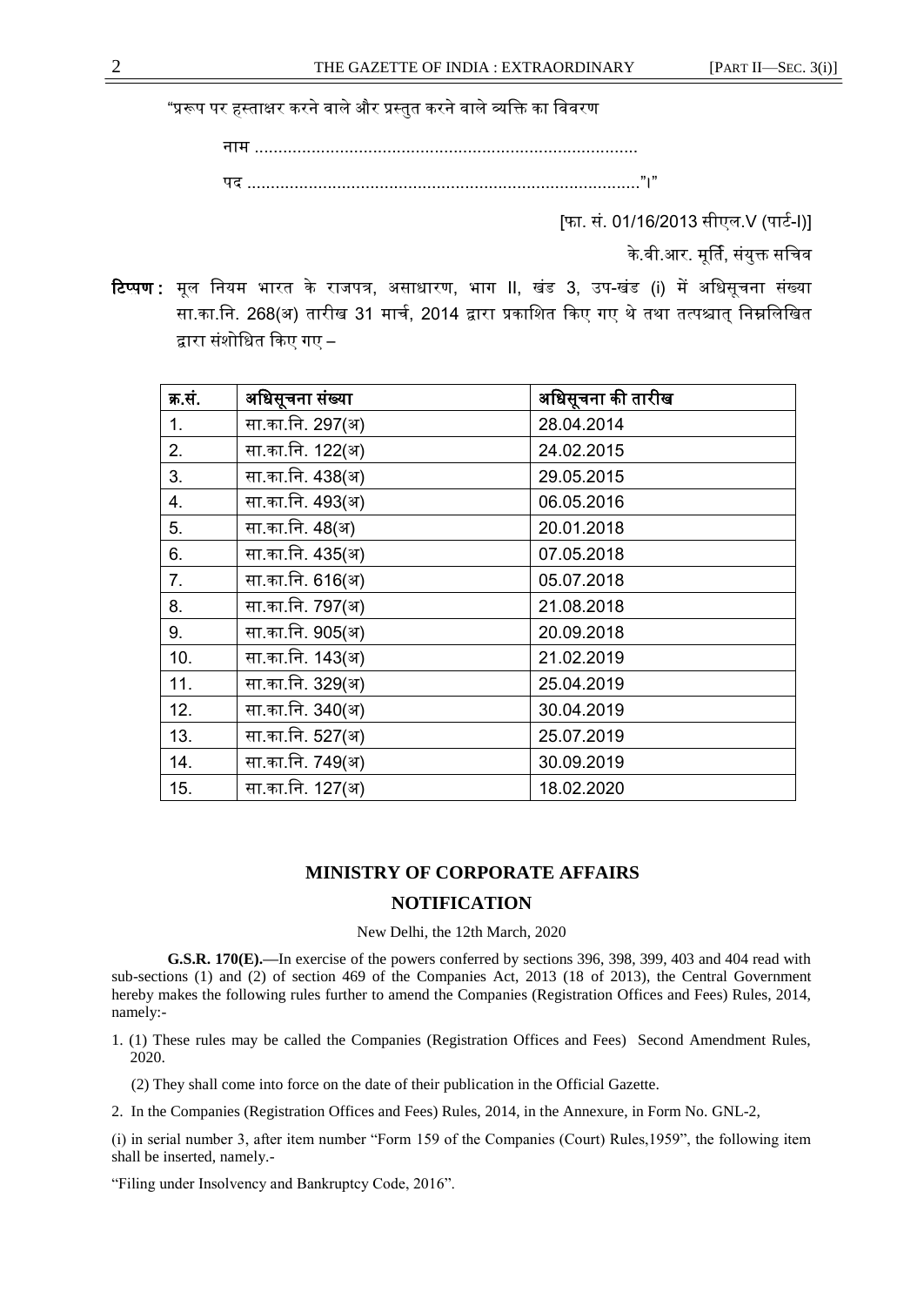"प्ररूप पर हस्ताक्षर करने वाले और प्रस्तुत करने वाले व्यक्ति का विवरण

नाम ..................................................................................

पद ..................................................................................".।"

[फा. सं. 01/16/2013 सीएल.V (पार्ट-I)]

के.वी.आर. मूर्ति, संयुक्त सचिव

**टिप्पण :** मूल नियम भारत के राजपत्र, असाधारण, भाग II, खंड 3, उप-खंड (i) में अधिसूचना संख्या सा.का.नि. 268(अ) तारीख 31 मार्च, 2014 द्वारा प्रकाशित किए गए थे तथा तत्पश्चात् निम्नलिखित द्वारा संशोधित किए गए –

| क्र.सं. | अधिसूचना संख्या | अधिसूचना की तारीख |
|---|---|---|
| 1. | सा.का.नि. 297(अ) | 28.04.2014 |
| 2. | सा.का.नि. 122(अ) | 24.02.2015 |
| 3. | सा.का.नि. 438(अ) | 29.05.2015 |
| 4. | सा.का.नि. 493(अ) | 06.05.2016 |
| 5. | सा.का.नि. 48(अ) | 20.01.2018 |
| 6. | सा.का.नि. 435(अ) | 07.05.2018 |
| 7. | सा.का.नि. 616(अ) | 05.07.2018 |
| 8. | सा.का.नि. 797(अ) | 21.08.2018 |
| 9. | सा.का.नि. 905(अ) | 20.09.2018 |
| 10. | सा.का.नि. 143(अ) | 21.02.2019 |
| 11. | सा.का.नि. 329(अ) | 25.04.2019 |
| 12. | सा.का.नि. 340(अ) | 30.04.2019 |
| 13. | सा.का.नि. 527(अ) | 25.07.2019 |
| 14. | सा.का.नि. 749(अ) | 30.09.2019 |
| 15. | सा.का.नि. 127(अ) | 18.02.2020 |

## MINISTRY OF CORPORATE AFFAIRS

## NOTIFICATION

New Delhi, the 12th March, 2020

**G.S.R. 170(E).**—In exercise of the powers conferred by sections 396, 398, 399, 403 and 404 read with sub-sections (1) and (2) of section 469 of the Companies Act, 2013 (18 of 2013), the Central Government hereby makes the following rules further to amend the Companies (Registration Offices and Fees) Rules, 2014, namely:-

1. (1) These rules may be called the Companies (Registration Offices and Fees) Second Amendment Rules, 2020.

(2) They shall come into force on the date of their publication in the Official Gazette.

2. In the Companies (Registration Offices and Fees) Rules, 2014, in the Annexure, in Form No. GNL-2,

(i) in serial number 3, after item number "Form 159 of the Companies (Court) Rules,1959", the following item shall be inserted, namely.-

"Filing under Insolvency and Bankruptcy Code, 2016".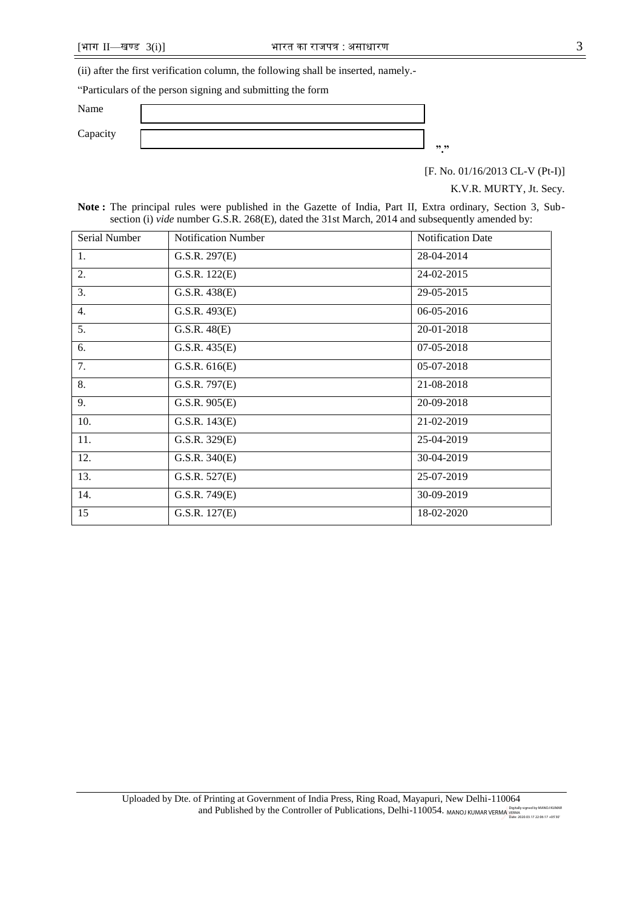(ii) after the first verification column, the following shall be inserted, namely.-

"Particulars of the person signing and submitting the form

| | |
|---|---|
| Name | |
| Capacity | |

".".

[F. No. 01/16/2013 CL-V (Pt-I)]

K.V.R. MURTY, Jt. Secy.

**Note :** The principal rules were published in the Gazette of India, Part II, Extra ordinary, Section 3, Sub-section (i) *vide* number G.S.R. 268(E), dated the 31st March, 2014 and subsequently amended by:

| Serial Number | Notification Number | Notification Date |
|---|---|---|
| 1. | G.S.R. 297(E) | 28-04-2014 |
| 2. | G.S.R. 122(E) | 24-02-2015 |
| 3. | G.S.R. 438(E) | 29-05-2015 |
| 4. | G.S.R. 493(E) | 06-05-2016 |
| 5. | G.S.R. 48(E) | 20-01-2018 |
| 6. | G.S.R. 435(E) | 07-05-2018 |
| 7. | G.S.R. 616(E) | 05-07-2018 |
| 8. | G.S.R. 797(E) | 21-08-2018 |
| 9. | G.S.R. 905(E) | 20-09-2018 |
| 10. | G.S.R. 143(E) | 21-02-2019 |
| 11. | G.S.R. 329(E) | 25-04-2019 |
| 12. | G.S.R. 340(E) | 30-04-2019 |
| 13. | G.S.R. 527(E) | 25-07-2019 |
| 14. | G.S.R. 749(E) | 30-09-2019 |
| 15 | G.S.R. 127(E) | 18-02-2020 |

Uploaded by Dte. of Printing at Government of India Press, Ring Road, Mayapuri, New Delhi-110064 and Published by the Controller of Publications, Delhi-110054. MANOJ KUMAR VERMA Digitally signed by MANOJ KUMAR VERMA Date: 2020.03.17 22:06:17 +05'30'